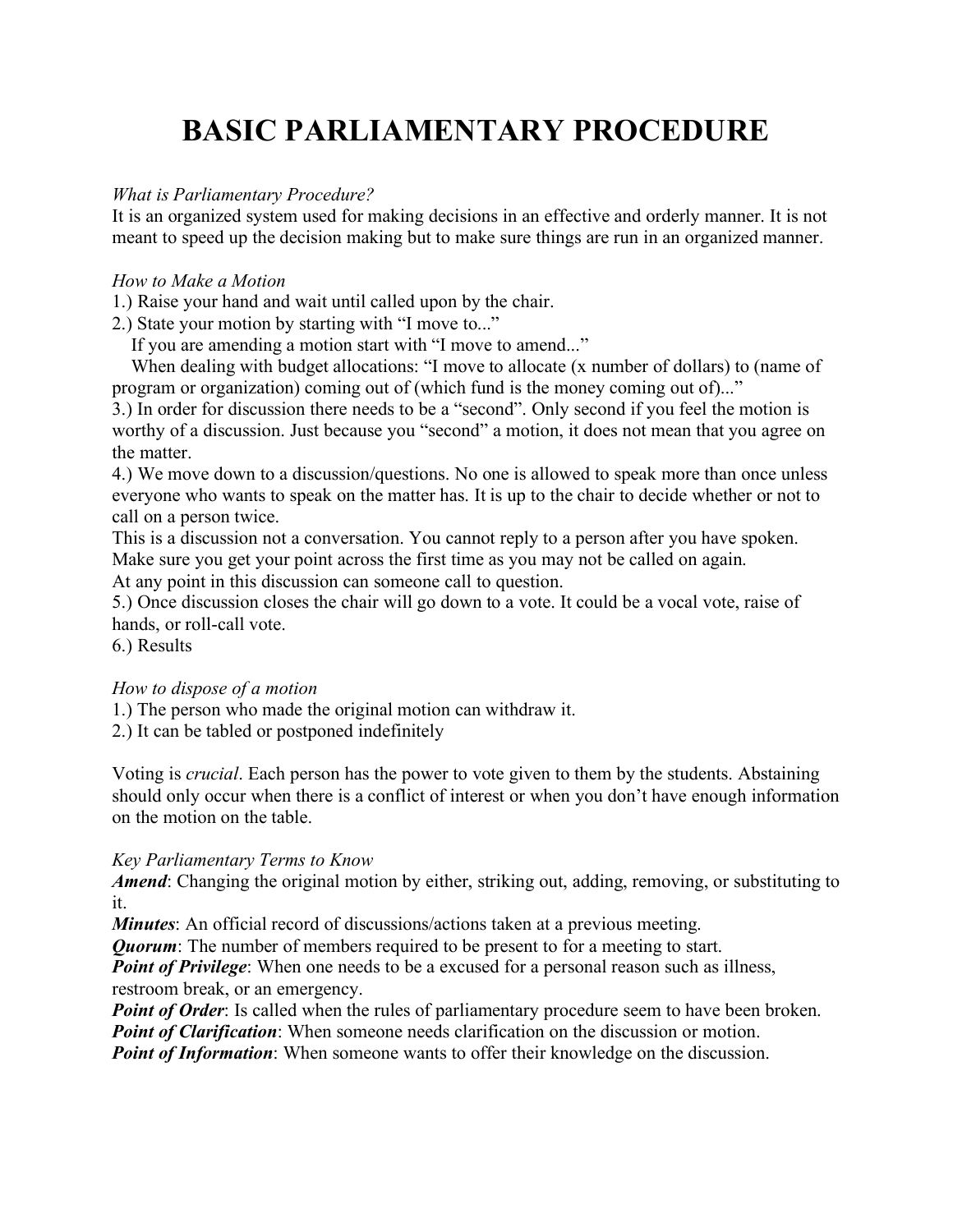# BASIC PARLIAMENTARY PROCEDURE

*What is Parliamentary Procedure?*

It is an organized system used for making decisions in an effective and orderly manner. It is not meant to speed up the decision making but to make sure things are run in an organized manner.

*How to Make a Motion*

1.) Raise your hand and wait until called upon by the chair.

2.) State your motion by starting with "I move to..."

If you are amending a motion start with "I move to amend..."

When dealing with budget allocations: "I move to allocate (x number of dollars) to (name of program or organization) coming out of (which fund is the money coming out of)..."

3.) In order for discussion there needs to be a "second". Only second if you feel the motion is worthy of a discussion. Just because you "second" a motion, it does not mean that you agree on the matter.

4.) We move down to a discussion/questions. No one is allowed to speak more than once unless everyone who wants to speak on the matter has. It is up to the chair to decide whether or not to call on a person twice.

This is a discussion not a conversation. You cannot reply to a person after you have spoken. Make sure you get your point across the first time as you may not be called on again.

At any point in this discussion can someone call to question.

5.) Once discussion closes the chair will go down to a vote. It could be a vocal vote, raise of hands, or roll-call vote.

6.) Results

*How to dispose of a motion*

1.) The person who made the original motion can withdraw it.

2.) It can be tabled or postponed indefinitely

Voting is *crucial*. Each person has the power to vote given to them by the students. Abstaining should only occur when there is a conflict of interest or when you don't have enough information on the motion on the table.

*Key Parliamentary Terms to Know*

***Amend***: Changing the original motion by either, striking out, adding, removing, or substituting to it.

***Minutes***: An official record of discussions/actions taken at a previous meeting.

***Quorum***: The number of members required to be present to for a meeting to start.

***Point of Privilege***: When one needs to be a excused for a personal reason such as illness, restroom break, or an emergency.

***Point of Order***: Is called when the rules of parliamentary procedure seem to have been broken.

***Point of Clarification***: When someone needs clarification on the discussion or motion.

***Point of Information***: When someone wants to offer their knowledge on the discussion.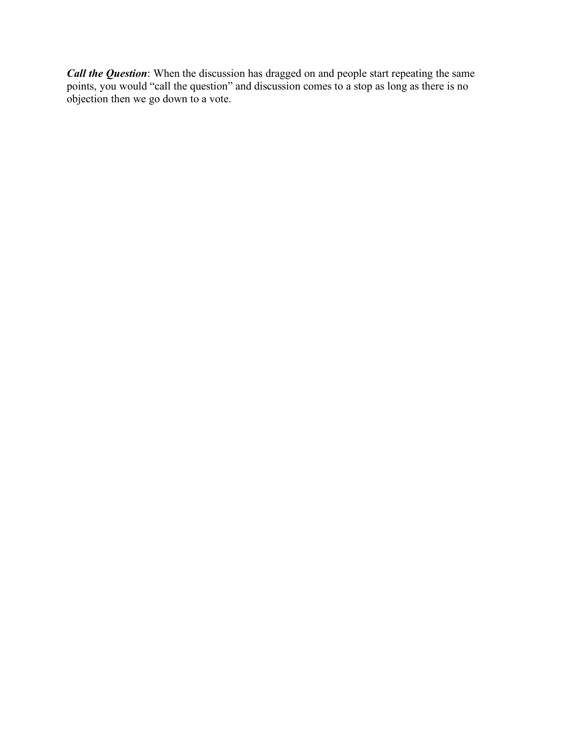***Call the Question***: When the discussion has dragged on and people start repeating the same points, you would "call the question" and discussion comes to a stop as long as there is no objection then we go down to a vote.